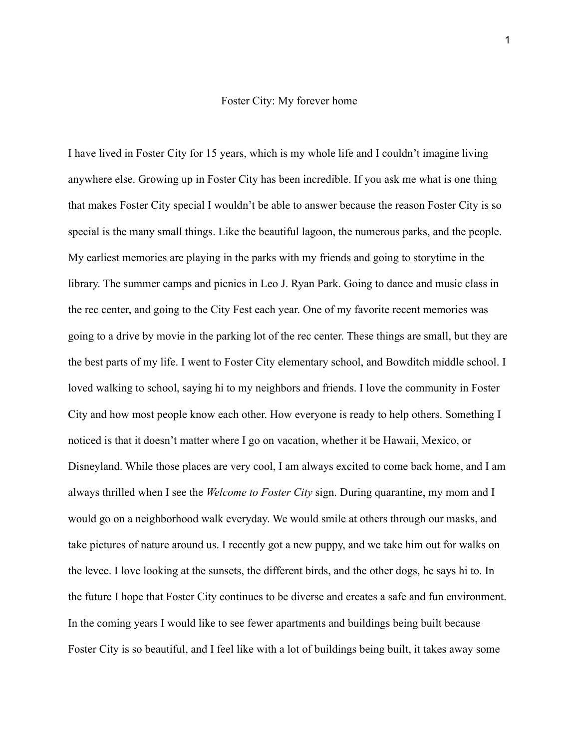# Foster City: My forever home

I have lived in Foster City for 15 years, which is my whole life and I couldn't imagine living anywhere else. Growing up in Foster City has been incredible. If you ask me what is one thing that makes Foster City special I wouldn't be able to answer because the reason Foster City is so special is the many small things. Like the beautiful lagoon, the numerous parks, and the people. My earliest memories are playing in the parks with my friends and going to storytime in the library. The summer camps and picnics in Leo J. Ryan Park. Going to dance and music class in the rec center, and going to the City Fest each year. One of my favorite recent memories was going to a drive by movie in the parking lot of the rec center. These things are small, but they are the best parts of my life. I went to Foster City elementary school, and Bowditch middle school. I loved walking to school, saying hi to my neighbors and friends. I love the community in Foster City and how most people know each other. How everyone is ready to help others. Something I noticed is that it doesn't matter where I go on vacation, whether it be Hawaii, Mexico, or Disneyland. While those places are very cool, I am always excited to come back home, and I am always thrilled when I see the *Welcome to Foster City* sign. During quarantine, my mom and I would go on a neighborhood walk everyday. We would smile at others through our masks, and take pictures of nature around us. I recently got a new puppy, and we take him out for walks on the levee. I love looking at the sunsets, the different birds, and the other dogs, he says hi to. In the future I hope that Foster City continues to be diverse and creates a safe and fun environment. In the coming years I would like to see fewer apartments and buildings being built because Foster City is so beautiful, and I feel like with a lot of buildings being built, it takes away some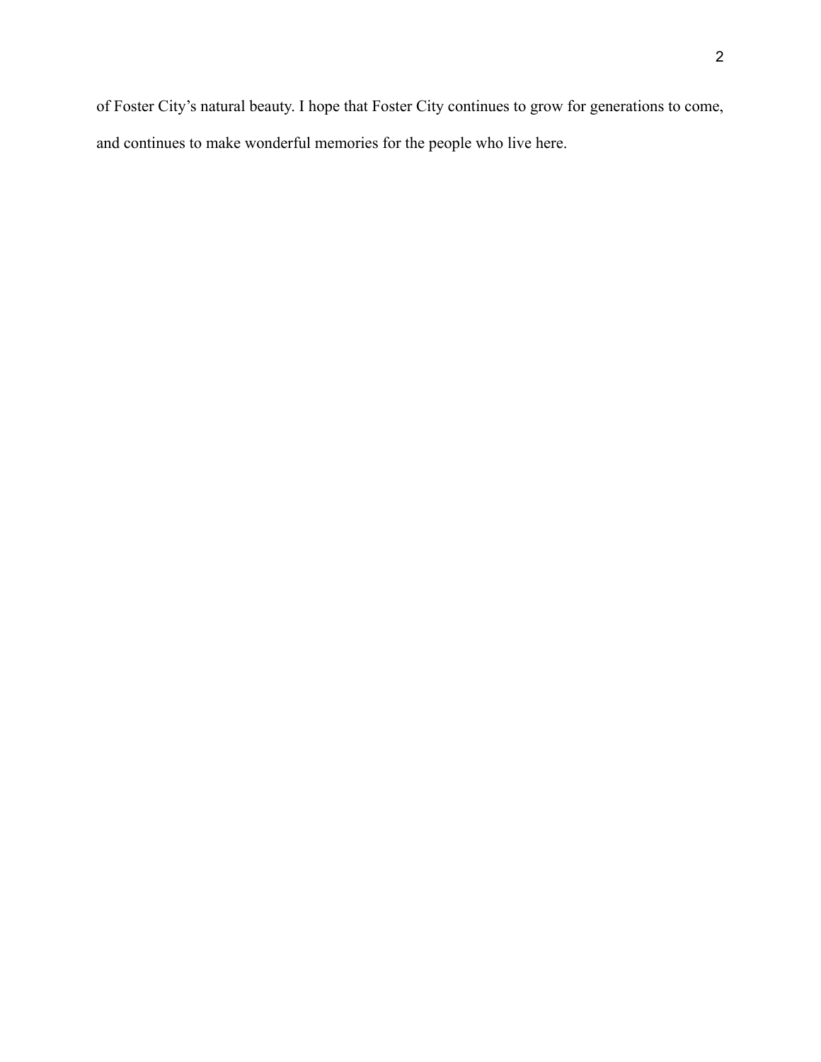of Foster City's natural beauty. I hope that Foster City continues to grow for generations to come, and continues to make wonderful memories for the people who live here.